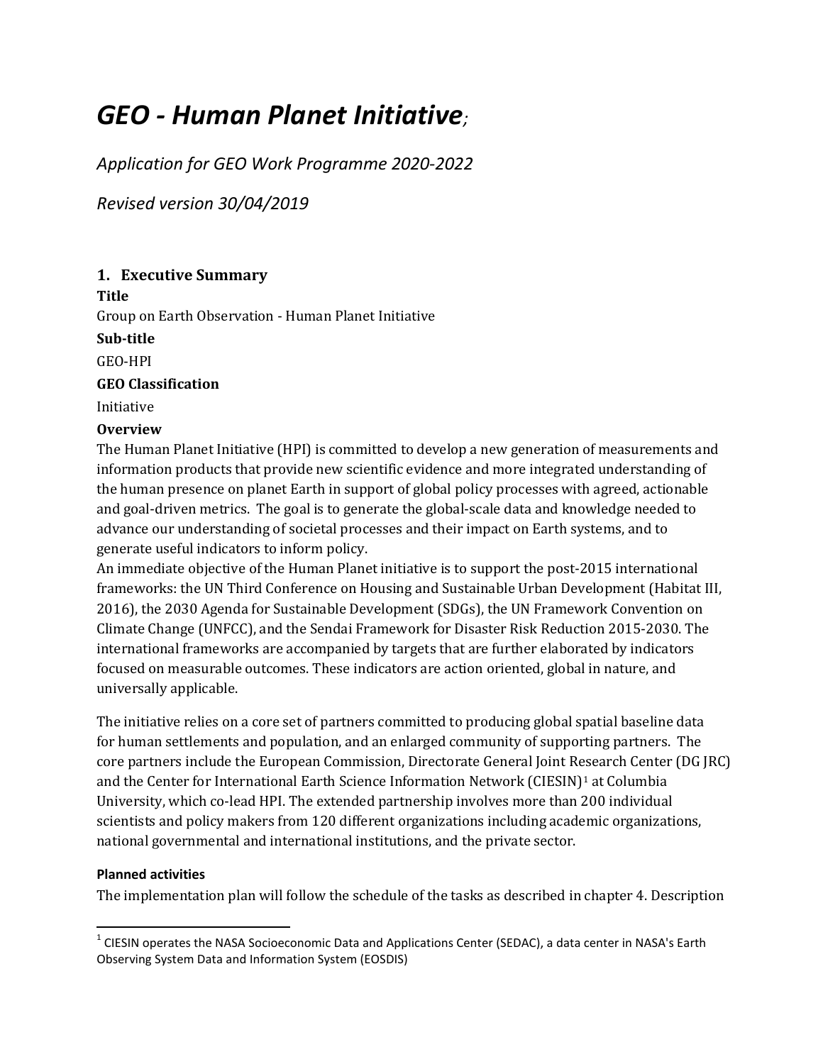# *GEO - Human Planet Initiative*;

*Application for GEO Work Programme 2020-2022*

*Revised version 30/04/2019*

## 1. Executive Summary

**Title**

Group on Earth Observation - Human Planet Initiative

**Sub-title**

GEO-HPI

**GEO Classification**

Initiative

**Overview**

The Human Planet Initiative (HPI) is committed to develop a new generation of measurements and information products that provide new scientific evidence and more integrated understanding of the human presence on planet Earth in support of global policy processes with agreed, actionable and goal-driven metrics. The goal is to generate the global-scale data and knowledge needed to advance our understanding of societal processes and their impact on Earth systems, and to generate useful indicators to inform policy.

An immediate objective of the Human Planet initiative is to support the post-2015 international frameworks: the UN Third Conference on Housing and Sustainable Urban Development (Habitat III, 2016), the 2030 Agenda for Sustainable Development (SDGs), the UN Framework Convention on Climate Change (UNFCC), and the Sendai Framework for Disaster Risk Reduction 2015-2030. The international frameworks are accompanied by targets that are further elaborated by indicators focused on measurable outcomes. These indicators are action oriented, global in nature, and universally applicable.

The initiative relies on a core set of partners committed to producing global spatial baseline data for human settlements and population, and an enlarged community of supporting partners. The core partners include the European Commission, Directorate General Joint Research Center (DG JRC) and the Center for International Earth Science Information Network (CIESIN)[1] at Columbia University, which co-lead HPI. The extended partnership involves more than 200 individual scientists and policy makers from 120 different organizations including academic organizations, national governmental and international institutions, and the private sector.

**Planned activities**

The implementation plan will follow the schedule of the tasks as described in chapter 4. Description

[1] CIESIN operates the NASA Socioeconomic Data and Applications Center (SEDAC), a data center in NASA's Earth Observing System Data and Information System (EOSDIS)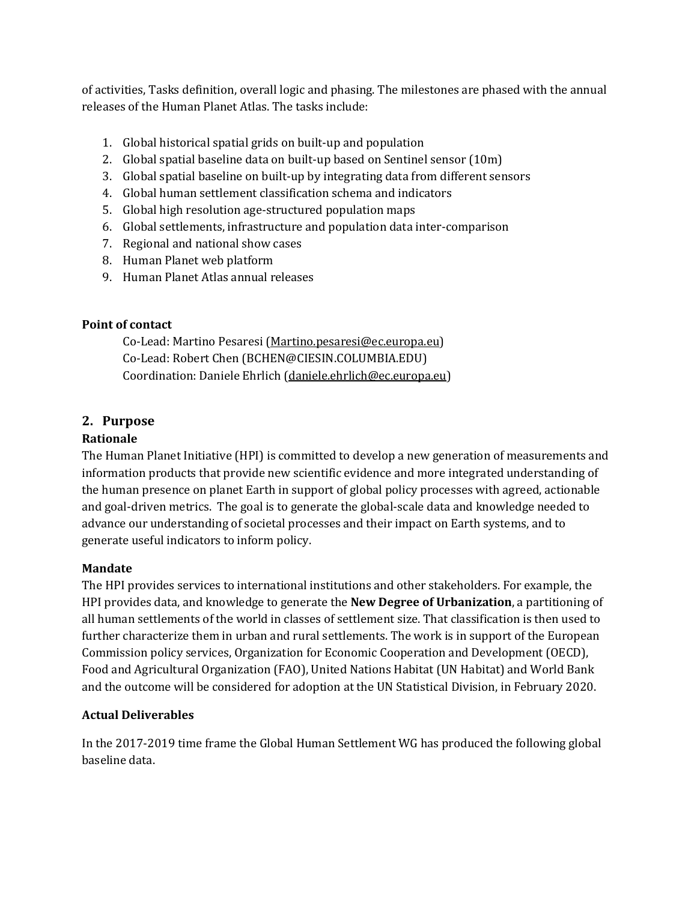of activities, Tasks definition, overall logic and phasing. The milestones are phased with the annual releases of the Human Planet Atlas. The tasks include:

1. Global historical spatial grids on built-up and population
2. Global spatial baseline data on built-up based on Sentinel sensor (10m)
3. Global spatial baseline on built-up by integrating data from different sensors
4. Global human settlement classification schema and indicators
5. Global high resolution age-structured population maps
6. Global settlements, infrastructure and population data inter-comparison
7. Regional and national show cases
8. Human Planet web platform
9. Human Planet Atlas annual releases

**Point of contact**

Co-Lead: Martino Pesaresi (Martino.pesaresi@ec.europa.eu)
Co-Lead: Robert Chen (BCHEN@CIESIN.COLUMBIA.EDU)
Coordination: Daniele Ehrlich (daniele.ehrlich@ec.europa.eu)

## 2. Purpose

**Rationale**

The Human Planet Initiative (HPI) is committed to develop a new generation of measurements and information products that provide new scientific evidence and more integrated understanding of the human presence on planet Earth in support of global policy processes with agreed, actionable and goal-driven metrics. The goal is to generate the global-scale data and knowledge needed to advance our understanding of societal processes and their impact on Earth systems, and to generate useful indicators to inform policy.

**Mandate**

The HPI provides services to international institutions and other stakeholders. For example, the HPI provides data, and knowledge to generate the **New Degree of Urbanization**, a partitioning of all human settlements of the world in classes of settlement size. That classification is then used to further characterize them in urban and rural settlements. The work is in support of the European Commission policy services, Organization for Economic Cooperation and Development (OECD), Food and Agricultural Organization (FAO), United Nations Habitat (UN Habitat) and World Bank and the outcome will be considered for adoption at the UN Statistical Division, in February 2020.

**Actual Deliverables**

In the 2017-2019 time frame the Global Human Settlement WG has produced the following global baseline data.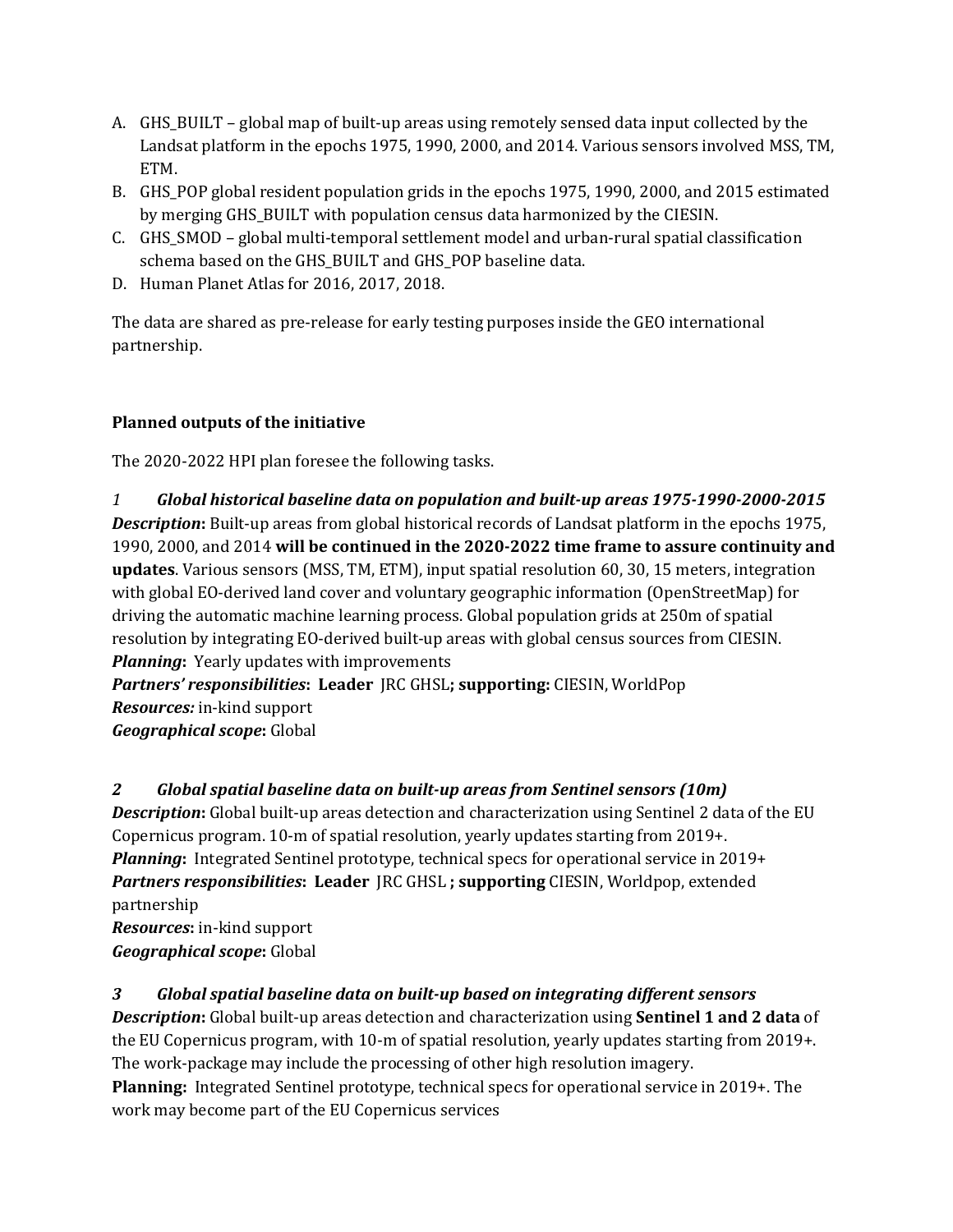A. GHS_BUILT – global map of built-up areas using remotely sensed data input collected by the Landsat platform in the epochs 1975, 1990, 2000, and 2014. Various sensors involved MSS, TM, ETM.
B. GHS_POP global resident population grids in the epochs 1975, 1990, 2000, and 2015 estimated by merging GHS_BUILT with population census data harmonized by the CIESIN.
C. GHS_SMOD – global multi-temporal settlement model and urban-rural spatial classification schema based on the GHS_BUILT and GHS_POP baseline data.
D. Human Planet Atlas for 2016, 2017, 2018.

The data are shared as pre-release for early testing purposes inside the GEO international partnership.

**Planned outputs of the initiative**

The 2020-2022 HPI plan foresee the following tasks.

***1 Global historical baseline data on population and built-up areas 1975-1990-2000-2015***

***Description*:** Built-up areas from global historical records of Landsat platform in the epochs 1975, 1990, 2000, and 2014 **will be continued in the 2020-2022 time frame to assure continuity and updates**. Various sensors (MSS, TM, ETM), input spatial resolution 60, 30, 15 meters, integration with global EO-derived land cover and voluntary geographic information (OpenStreetMap) for driving the automatic machine learning process. Global population grids at 250m of spatial resolution by integrating EO-derived built-up areas with global census sources from CIESIN.
***Planning*:** Yearly updates with improvements
***Partners' responsibilities*:** **Leader** JRC GHSL**; supporting:** CIESIN, WorldPop
***Resources:*** in-kind support
***Geographical scope*:** Global

***2 Global spatial baseline data on built-up areas from Sentinel sensors (10m)***

***Description*:** Global built-up areas detection and characterization using Sentinel 2 data of the EU Copernicus program. 10-m of spatial resolution, yearly updates starting from 2019+.
***Planning*:** Integrated Sentinel prototype, technical specs for operational service in 2019+
***Partners responsibilities*:** **Leader** JRC GHSL **; supporting** CIESIN, Worldpop, extended partnership
***Resources*:** in-kind support
***Geographical scope*:** Global

***3 Global spatial baseline data on built-up based on integrating different sensors***

***Description*:** Global built-up areas detection and characterization using **Sentinel 1 and 2 data** of the EU Copernicus program, with 10-m of spatial resolution, yearly updates starting from 2019+. The work-package may include the processing of other high resolution imagery.
**Planning:** Integrated Sentinel prototype, technical specs for operational service in 2019+. The work may become part of the EU Copernicus services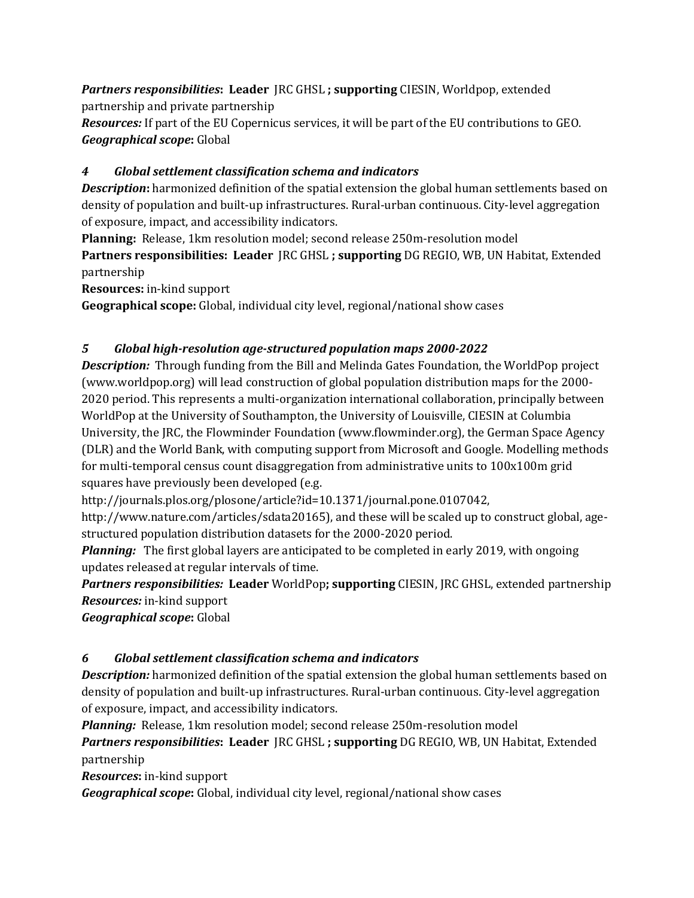***Partners responsibilities*:** **Leader** JRC GHSL **; supporting** CIESIN, Worldpop, extended partnership and private partnership
***Resources:*** If part of the EU Copernicus services, it will be part of the EU contributions to GEO.
***Geographical scope*:** Global

### *4 Global settlement classification schema and indicators*

***Description*:** harmonized definition of the spatial extension the global human settlements based on density of population and built-up infrastructures. Rural-urban continuous. City-level aggregation of exposure, impact, and accessibility indicators.
**Planning:** Release, 1km resolution model; second release 250m-resolution model
**Partners responsibilities: Leader** JRC GHSL **; supporting** DG REGIO, WB, UN Habitat, Extended partnership
**Resources:** in-kind support
**Geographical scope:** Global, individual city level, regional/national show cases

### *5 Global high-resolution age-structured population maps 2000-2022*

***Description:*** Through funding from the Bill and Melinda Gates Foundation, the WorldPop project (www.worldpop.org) will lead construction of global population distribution maps for the 2000-2020 period. This represents a multi-organization international collaboration, principally between WorldPop at the University of Southampton, the University of Louisville, CIESIN at Columbia University, the JRC, the Flowminder Foundation (www.flowminder.org), the German Space Agency (DLR) and the World Bank, with computing support from Microsoft and Google. Modelling methods for multi-temporal census count disaggregation from administrative units to 100x100m grid squares have previously been developed (e.g. http://journals.plos.org/plosone/article?id=10.1371/journal.pone.0107042, http://www.nature.com/articles/sdata20165), and these will be scaled up to construct global, age-structured population distribution datasets for the 2000-2020 period.
***Planning:*** The first global layers are anticipated to be completed in early 2019, with ongoing updates released at regular intervals of time.
***Partners responsibilities:*** **Leader** WorldPop**; supporting** CIESIN, JRC GHSL, extended partnership
***Resources:*** in-kind support
***Geographical scope*:** Global

### *6 Global settlement classification schema and indicators*

***Description:*** harmonized definition of the spatial extension the global human settlements based on density of population and built-up infrastructures. Rural-urban continuous. City-level aggregation of exposure, impact, and accessibility indicators.
***Planning:*** Release, 1km resolution model; second release 250m-resolution model
***Partners responsibilities*:** **Leader** JRC GHSL **; supporting** DG REGIO, WB, UN Habitat, Extended partnership
***Resources*:** in-kind support
***Geographical scope*:** Global, individual city level, regional/national show cases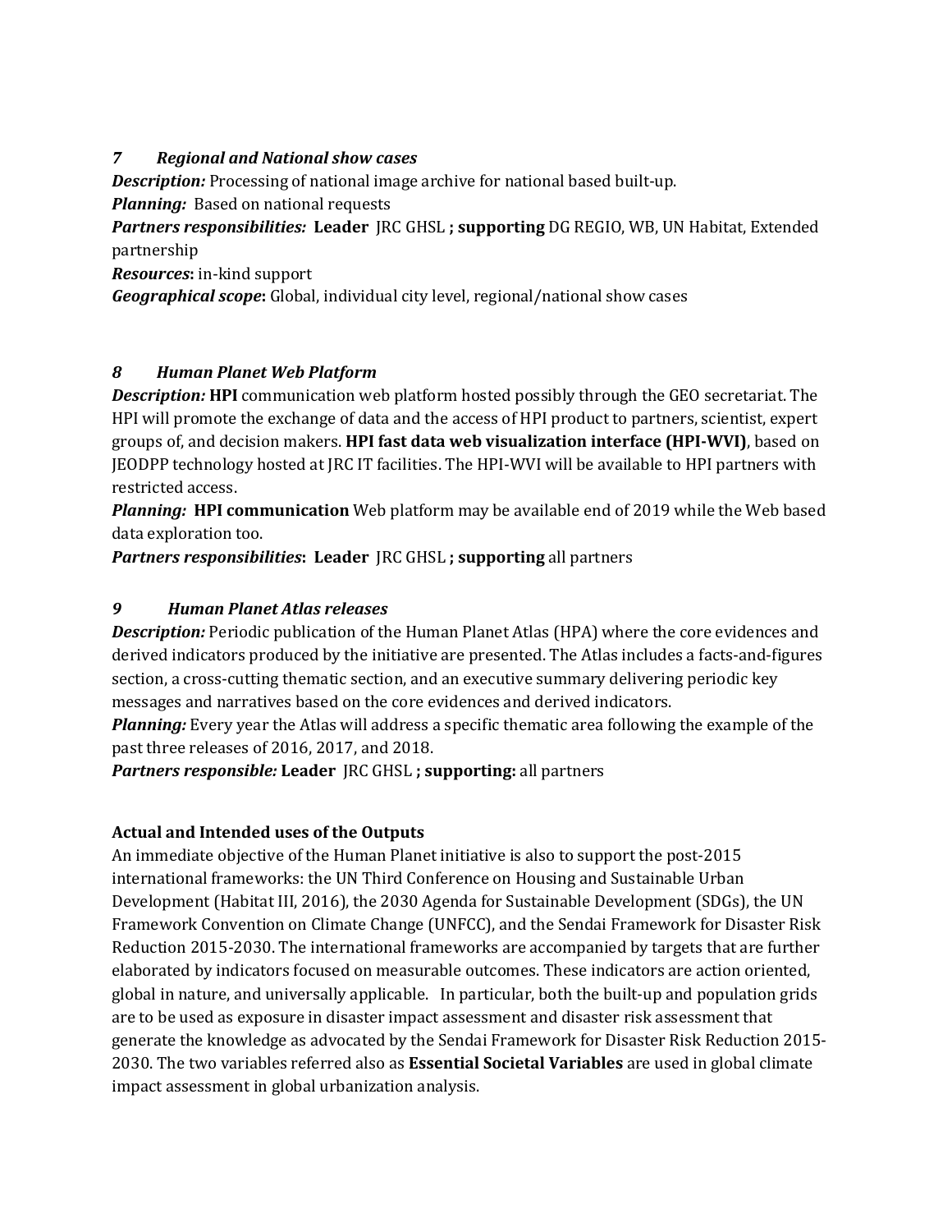### *7 Regional and National show cases*

***Description:*** Processing of national image archive for national based built-up.
***Planning:*** Based on national requests
***Partners responsibilities:*** **Leader** JRC GHSL **; supporting** DG REGIO, WB, UN Habitat, Extended partnership
***Resources*****:** in-kind support
***Geographical scope*****:** Global, individual city level, regional/national show cases

### *8 Human Planet Web Platform*

***Description:*** **HPI** communication web platform hosted possibly through the GEO secretariat. The HPI will promote the exchange of data and the access of HPI product to partners, scientist, expert groups of, and decision makers. **HPI fast data web visualization interface (HPI-WVI)**, based on JEODPP technology hosted at JRC IT facilities. The HPI-WVI will be available to HPI partners with restricted access.
***Planning:*** **HPI communication** Web platform may be available end of 2019 while the Web based data exploration too.
***Partners responsibilities*****:** **Leader** JRC GHSL **; supporting** all partners

### *9 Human Planet Atlas releases*

***Description:*** Periodic publication of the Human Planet Atlas (HPA) where the core evidences and derived indicators produced by the initiative are presented. The Atlas includes a facts-and-figures section, a cross-cutting thematic section, and an executive summary delivering periodic key messages and narratives based on the core evidences and derived indicators.
***Planning:*** Every year the Atlas will address a specific thematic area following the example of the past three releases of 2016, 2017, and 2018.
***Partners responsible:*** **Leader** JRC GHSL **; supporting:** all partners

**Actual and Intended uses of the Outputs**

An immediate objective of the Human Planet initiative is also to support the post-2015 international frameworks: the UN Third Conference on Housing and Sustainable Urban Development (Habitat III, 2016), the 2030 Agenda for Sustainable Development (SDGs), the UN Framework Convention on Climate Change (UNFCC), and the Sendai Framework for Disaster Risk Reduction 2015-2030. The international frameworks are accompanied by targets that are further elaborated by indicators focused on measurable outcomes. These indicators are action oriented, global in nature, and universally applicable. In particular, both the built-up and population grids are to be used as exposure in disaster impact assessment and disaster risk assessment that generate the knowledge as advocated by the Sendai Framework for Disaster Risk Reduction 2015-2030. The two variables referred also as **Essential Societal Variables** are used in global climate impact assessment in global urbanization analysis.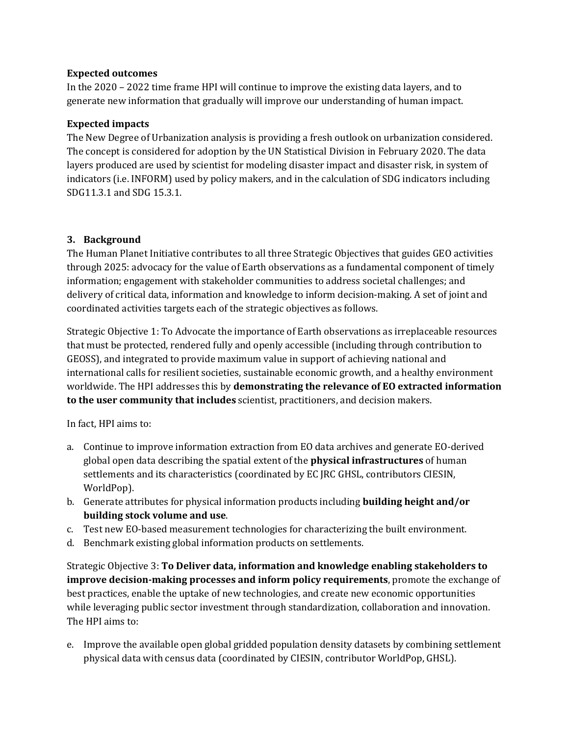**Expected outcomes**

In the 2020 – 2022 time frame HPI will continue to improve the existing data layers, and to generate new information that gradually will improve our understanding of human impact.

**Expected impacts**

The New Degree of Urbanization analysis is providing a fresh outlook on urbanization considered. The concept is considered for adoption by the UN Statistical Division in February 2020. The data layers produced are used by scientist for modeling disaster impact and disaster risk, in system of indicators (i.e. INFORM) used by policy makers, and in the calculation of SDG indicators including SDG11.3.1 and SDG 15.3.1.

## 3. Background

The Human Planet Initiative contributes to all three Strategic Objectives that guides GEO activities through 2025: advocacy for the value of Earth observations as a fundamental component of timely information; engagement with stakeholder communities to address societal challenges; and delivery of critical data, information and knowledge to inform decision-making. A set of joint and coordinated activities targets each of the strategic objectives as follows.

Strategic Objective 1: To Advocate the importance of Earth observations as irreplaceable resources that must be protected, rendered fully and openly accessible (including through contribution to GEOSS), and integrated to provide maximum value in support of achieving national and international calls for resilient societies, sustainable economic growth, and a healthy environment worldwide. The HPI addresses this by **demonstrating the relevance of EO extracted information to the user community that includes** scientist, practitioners, and decision makers.

In fact, HPI aims to:

a. Continue to improve information extraction from EO data archives and generate EO-derived global open data describing the spatial extent of the **physical infrastructures** of human settlements and its characteristics (coordinated by EC JRC GHSL, contributors CIESIN, WorldPop).
b. Generate attributes for physical information products including **building height and/or building stock volume and use**.
c. Test new EO-based measurement technologies for characterizing the built environment.
d. Benchmark existing global information products on settlements.

Strategic Objective 3: **To Deliver data, information and knowledge enabling stakeholders to improve decision-making processes and inform policy requirements**, promote the exchange of best practices, enable the uptake of new technologies, and create new economic opportunities while leveraging public sector investment through standardization, collaboration and innovation. The HPI aims to:

e. Improve the available open global gridded population density datasets by combining settlement physical data with census data (coordinated by CIESIN, contributor WorldPop, GHSL).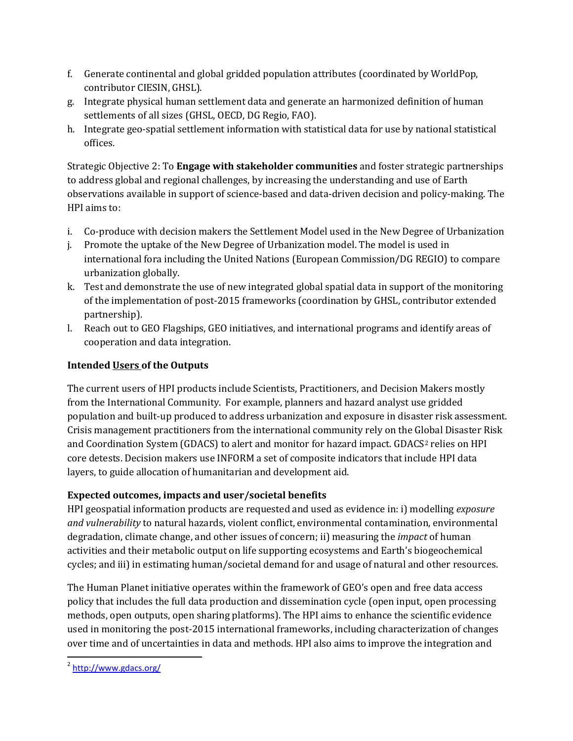f. Generate continental and global gridded population attributes (coordinated by WorldPop, contributor CIESIN, GHSL).
g. Integrate physical human settlement data and generate an harmonized definition of human settlements of all sizes (GHSL, OECD, DG Regio, FAO).
h. Integrate geo-spatial settlement information with statistical data for use by national statistical offices.

Strategic Objective 2: To **Engage with stakeholder communities** and foster strategic partnerships to address global and regional challenges, by increasing the understanding and use of Earth observations available in support of science-based and data-driven decision and policy-making. The HPI aims to:

i. Co-produce with decision makers the Settlement Model used in the New Degree of Urbanization
j. Promote the uptake of the New Degree of Urbanization model. The model is used in international fora including the United Nations (European Commission/DG REGIO) to compare urbanization globally.
k. Test and demonstrate the use of new integrated global spatial data in support of the monitoring of the implementation of post-2015 frameworks (coordination by GHSL, contributor extended partnership).
l. Reach out to GEO Flagships, GEO initiatives, and international programs and identify areas of cooperation and data integration.

**Intended Users of the Outputs**

The current users of HPI products include Scientists, Practitioners, and Decision Makers mostly from the International Community. For example, planners and hazard analyst use gridded population and built-up produced to address urbanization and exposure in disaster risk assessment. Crisis management practitioners from the international community rely on the Global Disaster Risk and Coordination System (GDACS) to alert and monitor for hazard impact. GDACS[2] relies on HPI core detests. Decision makers use INFORM a set of composite indicators that include HPI data layers, to guide allocation of humanitarian and development aid.

**Expected outcomes, impacts and user/societal benefits**

HPI geospatial information products are requested and used as evidence in: i) modelling *exposure and vulnerability* to natural hazards, violent conflict, environmental contamination, environmental degradation, climate change, and other issues of concern; ii) measuring the *impact* of human activities and their metabolic output on life supporting ecosystems and Earth's biogeochemical cycles; and iii) in estimating human/societal demand for and usage of natural and other resources.

The Human Planet initiative operates within the framework of GEO's open and free data access policy that includes the full data production and dissemination cycle (open input, open processing methods, open outputs, open sharing platforms). The HPI aims to enhance the scientific evidence used in monitoring the post-2015 international frameworks, including characterization of changes over time and of uncertainties in data and methods. HPI also aims to improve the integration and

[2] http://www.gdacs.org/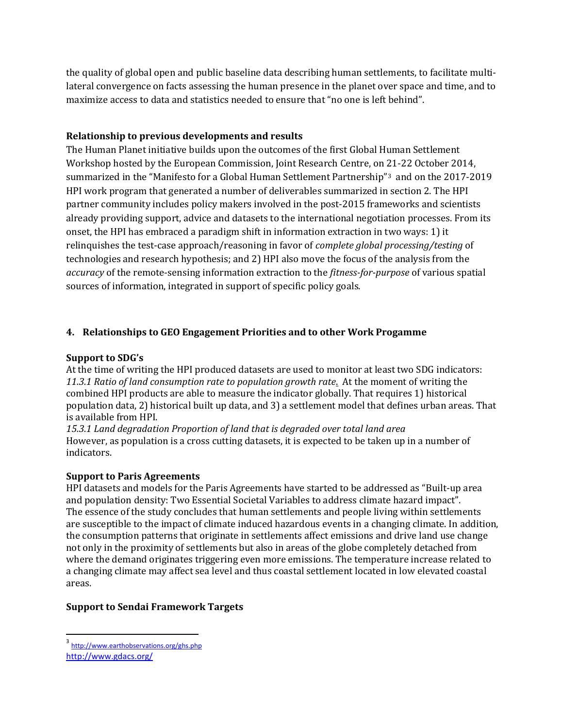the quality of global open and public baseline data describing human settlements, to facilitate multi-lateral convergence on facts assessing the human presence in the planet over space and time, and to maximize access to data and statistics needed to ensure that "no one is left behind".

**Relationship to previous developments and results**

The Human Planet initiative builds upon the outcomes of the first Global Human Settlement Workshop hosted by the European Commission, Joint Research Centre, on 21-22 October 2014, summarized in the "Manifesto for a Global Human Settlement Partnership"[3] and on the 2017-2019 HPI work program that generated a number of deliverables summarized in section 2. The HPI partner community includes policy makers involved in the post-2015 frameworks and scientists already providing support, advice and datasets to the international negotiation processes. From its onset, the HPI has embraced a paradigm shift in information extraction in two ways: 1) it relinquishes the test-case approach/reasoning in favor of *complete global processing/testing* of technologies and research hypothesis; and 2) HPI also move the focus of the analysis from the *accuracy* of the remote-sensing information extraction to the *fitness-for-purpose* of various spatial sources of information, integrated in support of specific policy goals.

## 4. Relationships to GEO Engagement Priorities and to other Work Progamme

**Support to SDG's**

At the time of writing the HPI produced datasets are used to monitor at least two SDG indicators: *11.3.1 Ratio of land consumption rate to population growth rate.* At the moment of writing the combined HPI products are able to measure the indicator globally. That requires 1) historical population data, 2) historical built up data, and 3) a settlement model that defines urban areas. That is available from HPI.

*15.3.1 Land degradation Proportion of land that is degraded over total land area*

However, as population is a cross cutting datasets, it is expected to be taken up in a number of indicators.

**Support to Paris Agreements**

HPI datasets and models for the Paris Agreements have started to be addressed as "Built-up area and population density: Two Essential Societal Variables to address climate hazard impact". The essence of the study concludes that human settlements and people living within settlements are susceptible to the impact of climate induced hazardous events in a changing climate. In addition, the consumption patterns that originate in settlements affect emissions and drive land use change not only in the proximity of settlements but also in areas of the globe completely detached from where the demand originates triggering even more emissions. The temperature increase related to a changing climate may affect sea level and thus coastal settlement located in low elevated coastal areas.

**Support to Sendai Framework Targets**

[3] http://www.earthobservations.org/ghs.php
http://www.gdacs.org/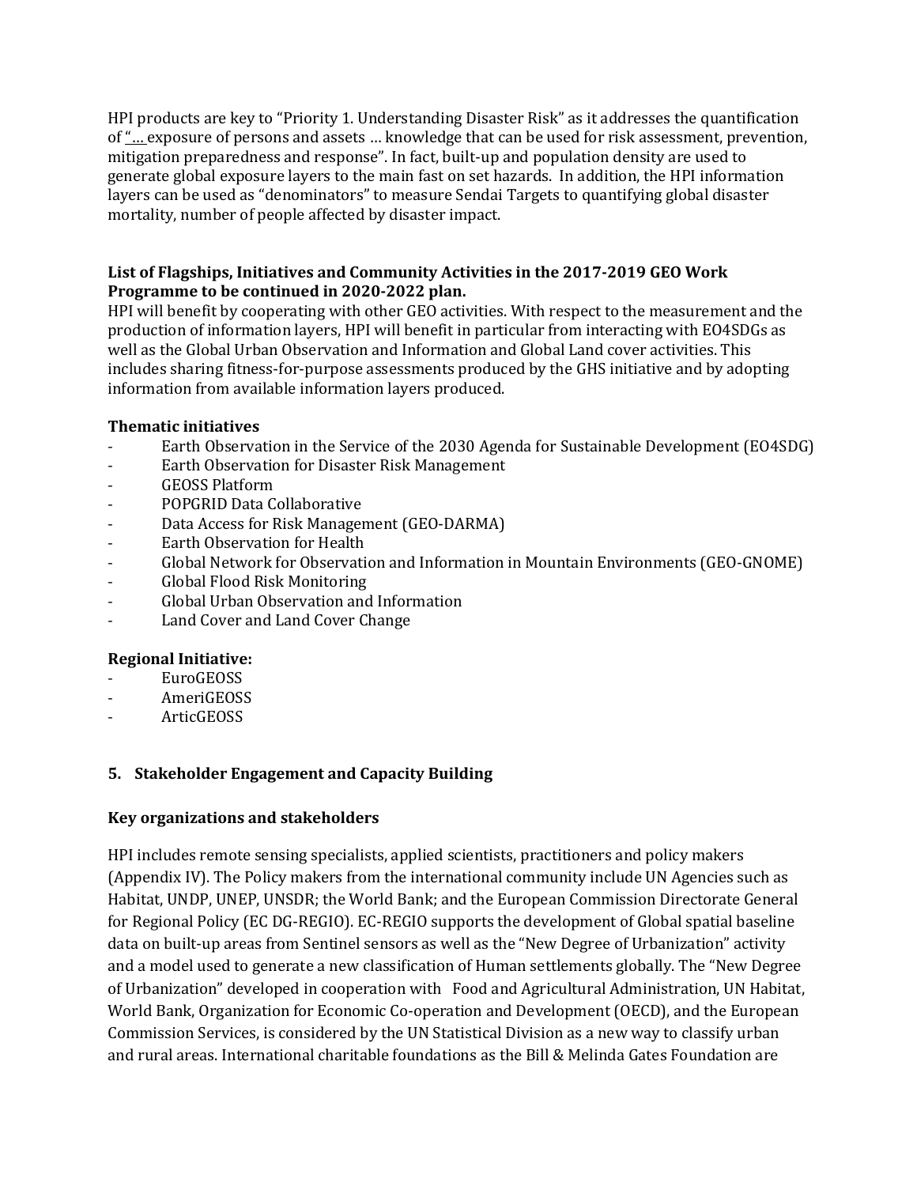HPI products are key to "Priority 1. Understanding Disaster Risk" as it addresses the quantification of "… exposure of persons and assets … knowledge that can be used for risk assessment, prevention, mitigation preparedness and response". In fact, built-up and population density are used to generate global exposure layers to the main fast on set hazards. In addition, the HPI information layers can be used as "denominators" to measure Sendai Targets to quantifying global disaster mortality, number of people affected by disaster impact.

**List of Flagships, Initiatives and Community Activities in the 2017-2019 GEO Work Programme to be continued in 2020-2022 plan.**

HPI will benefit by cooperating with other GEO activities. With respect to the measurement and the production of information layers, HPI will benefit in particular from interacting with EO4SDGs as well as the Global Urban Observation and Information and Global Land cover activities. This includes sharing fitness-for-purpose assessments produced by the GHS initiative and by adopting information from available information layers produced.

**Thematic initiatives**

- Earth Observation in the Service of the 2030 Agenda for Sustainable Development (EO4SDG)
- Earth Observation for Disaster Risk Management
- GEOSS Platform
- POPGRID Data Collaborative
- Data Access for Risk Management (GEO-DARMA)
- Earth Observation for Health
- Global Network for Observation and Information in Mountain Environments (GEO-GNOME)
- Global Flood Risk Monitoring
- Global Urban Observation and Information
- Land Cover and Land Cover Change

**Regional Initiative:**

- EuroGEOSS
- AmeriGEOSS
- ArticGEOSS

## 5. Stakeholder Engagement and Capacity Building

### Key organizations and stakeholders

HPI includes remote sensing specialists, applied scientists, practitioners and policy makers (Appendix IV). The Policy makers from the international community include UN Agencies such as Habitat, UNDP, UNEP, UNSDR; the World Bank; and the European Commission Directorate General for Regional Policy (EC DG-REGIO). EC-REGIO supports the development of Global spatial baseline data on built-up areas from Sentinel sensors as well as the "New Degree of Urbanization" activity and a model used to generate a new classification of Human settlements globally. The "New Degree of Urbanization" developed in cooperation with Food and Agricultural Administration, UN Habitat, World Bank, Organization for Economic Co-operation and Development (OECD), and the European Commission Services, is considered by the UN Statistical Division as a new way to classify urban and rural areas. International charitable foundations as the Bill & Melinda Gates Foundation are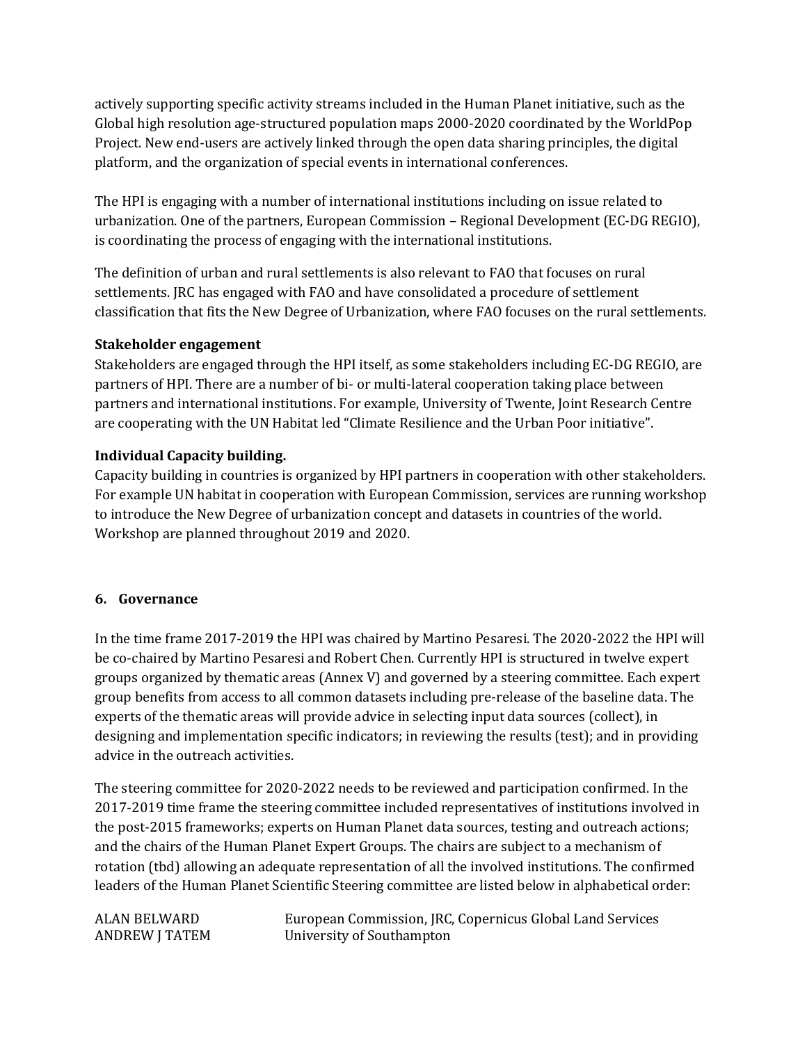actively supporting specific activity streams included in the Human Planet initiative, such as the Global high resolution age-structured population maps 2000-2020 coordinated by the WorldPop Project. New end-users are actively linked through the open data sharing principles, the digital platform, and the organization of special events in international conferences.

The HPI is engaging with a number of international institutions including on issue related to urbanization. One of the partners, European Commission – Regional Development (EC-DG REGIO), is coordinating the process of engaging with the international institutions.

The definition of urban and rural settlements is also relevant to FAO that focuses on rural settlements. JRC has engaged with FAO and have consolidated a procedure of settlement classification that fits the New Degree of Urbanization, where FAO focuses on the rural settlements.

**Stakeholder engagement**

Stakeholders are engaged through the HPI itself, as some stakeholders including EC-DG REGIO, are partners of HPI. There are a number of bi- or multi-lateral cooperation taking place between partners and international institutions. For example, University of Twente, Joint Research Centre are cooperating with the UN Habitat led "Climate Resilience and the Urban Poor initiative".

**Individual Capacity building.**

Capacity building in countries is organized by HPI partners in cooperation with other stakeholders. For example UN habitat in cooperation with European Commission, services are running workshop to introduce the New Degree of urbanization concept and datasets in countries of the world. Workshop are planned throughout 2019 and 2020.

## 6. Governance

In the time frame 2017-2019 the HPI was chaired by Martino Pesaresi. The 2020-2022 the HPI will be co-chaired by Martino Pesaresi and Robert Chen. Currently HPI is structured in twelve expert groups organized by thematic areas (Annex V) and governed by a steering committee. Each expert group benefits from access to all common datasets including pre-release of the baseline data. The experts of the thematic areas will provide advice in selecting input data sources (collect), in designing and implementation specific indicators; in reviewing the results (test); and in providing advice in the outreach activities.

The steering committee for 2020-2022 needs to be reviewed and participation confirmed. In the 2017-2019 time frame the steering committee included representatives of institutions involved in the post-2015 frameworks; experts on Human Planet data sources, testing and outreach actions; and the chairs of the Human Planet Expert Groups. The chairs are subject to a mechanism of rotation (tbd) allowing an adequate representation of all the involved institutions. The confirmed leaders of the Human Planet Scientific Steering committee are listed below in alphabetical order:

| | |
|---|---|
| ALAN BELWARD | European Commission, JRC, Copernicus Global Land Services |
| ANDREW J TATEM | University of Southampton |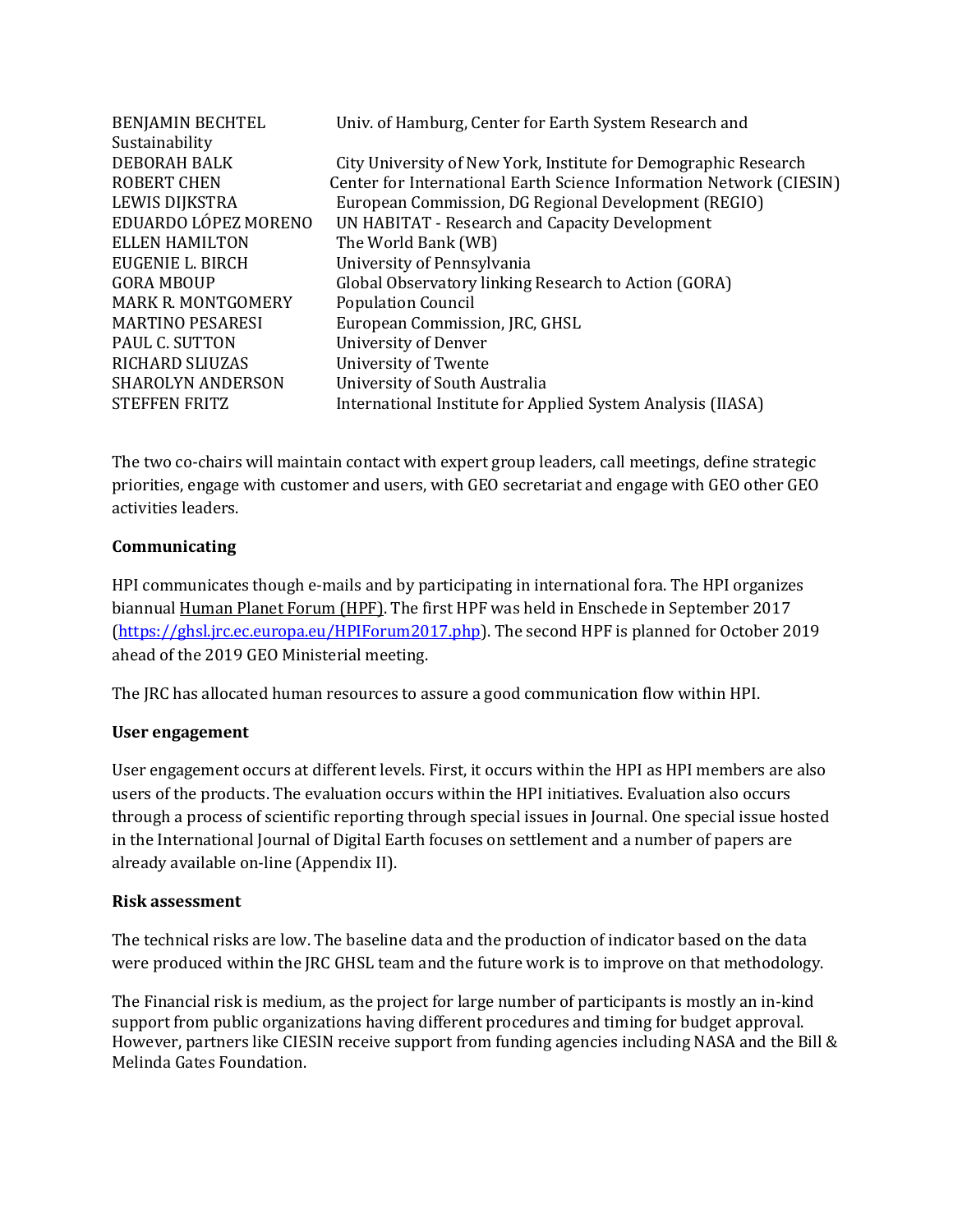| | |
|---|---|
| BENJAMIN BECHTEL | Univ. of Hamburg, Center for Earth System Research and Sustainability |
| DEBORAH BALK | City University of New York, Institute for Demographic Research |
| ROBERT CHEN | Center for International Earth Science Information Network (CIESIN) |
| LEWIS DIJKSTRA | European Commission, DG Regional Development (REGIO) |
| EDUARDO LÓPEZ MORENO | UN HABITAT - Research and Capacity Development |
| ELLEN HAMILTON | The World Bank (WB) |
| EUGENIE L. BIRCH | University of Pennsylvania |
| GORA MBOUP | Global Observatory linking Research to Action (GORA) |
| MARK R. MONTGOMERY | Population Council |
| MARTINO PESARESI | European Commission, JRC, GHSL |
| PAUL C. SUTTON | University of Denver |
| RICHARD SLIUZAS | University of Twente |
| SHAROLYN ANDERSON | University of South Australia |
| STEFFEN FRITZ | International Institute for Applied System Analysis (IIASA) |

The two co-chairs will maintain contact with expert group leaders, call meetings, define strategic priorities, engage with customer and users, with GEO secretariat and engage with GEO other GEO activities leaders.

**Communicating**

HPI communicates though e-mails and by participating in international fora. The HPI organizes biannual Human Planet Forum (HPF). The first HPF was held in Enschede in September 2017 (https://ghsl.jrc.ec.europa.eu/HPIForum2017.php). The second HPF is planned for October 2019 ahead of the 2019 GEO Ministerial meeting.

The JRC has allocated human resources to assure a good communication flow within HPI.

**User engagement**

User engagement occurs at different levels. First, it occurs within the HPI as HPI members are also users of the products. The evaluation occurs within the HPI initiatives. Evaluation also occurs through a process of scientific reporting through special issues in Journal. One special issue hosted in the International Journal of Digital Earth focuses on settlement and a number of papers are already available on-line (Appendix II).

**Risk assessment**

The technical risks are low. The baseline data and the production of indicator based on the data were produced within the JRC GHSL team and the future work is to improve on that methodology.

The Financial risk is medium, as the project for large number of participants is mostly an in-kind support from public organizations having different procedures and timing for budget approval. However, partners like CIESIN receive support from funding agencies including NASA and the Bill & Melinda Gates Foundation.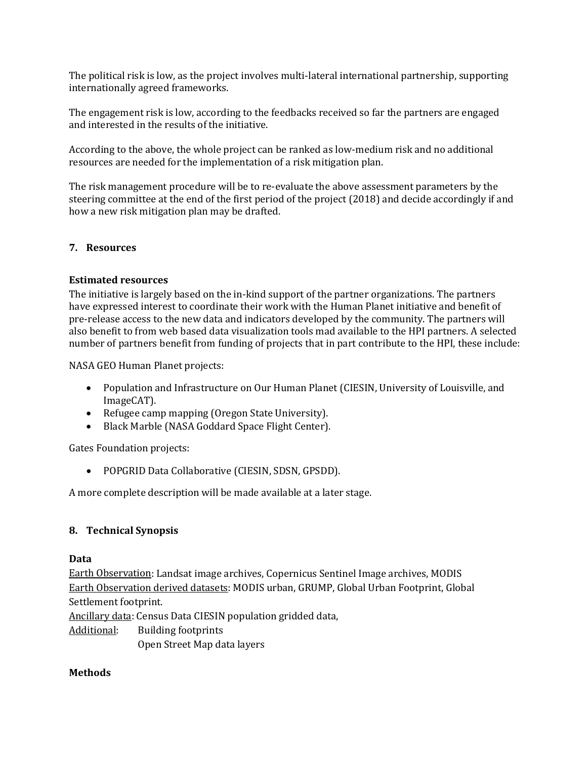The political risk is low, as the project involves multi-lateral international partnership, supporting internationally agreed frameworks.

The engagement risk is low, according to the feedbacks received so far the partners are engaged and interested in the results of the initiative.

According to the above, the whole project can be ranked as low-medium risk and no additional resources are needed for the implementation of a risk mitigation plan.

The risk management procedure will be to re-evaluate the above assessment parameters by the steering committee at the end of the first period of the project (2018) and decide accordingly if and how a new risk mitigation plan may be drafted.

## 7. Resources

### Estimated resources

The initiative is largely based on the in-kind support of the partner organizations. The partners have expressed interest to coordinate their work with the Human Planet initiative and benefit of pre-release access to the new data and indicators developed by the community. The partners will also benefit to from web based data visualization tools mad available to the HPI partners. A selected number of partners benefit from funding of projects that in part contribute to the HPI, these include:

NASA GEO Human Planet projects:

- Population and Infrastructure on Our Human Planet (CIESIN, University of Louisville, and ImageCAT).
- Refugee camp mapping (Oregon State University).
- Black Marble (NASA Goddard Space Flight Center).

Gates Foundation projects:

- POPGRID Data Collaborative (CIESIN, SDSN, GPSDD).

A more complete description will be made available at a later stage.

## 8. Technical Synopsis

### Data

Earth Observation: Landsat image archives, Copernicus Sentinel Image archives, MODIS
Earth Observation derived datasets: MODIS urban, GRUMP, Global Urban Footprint, Global Settlement footprint.
Ancillary data: Census Data CIESIN population gridded data,
Additional: Building footprints
Open Street Map data layers

### Methods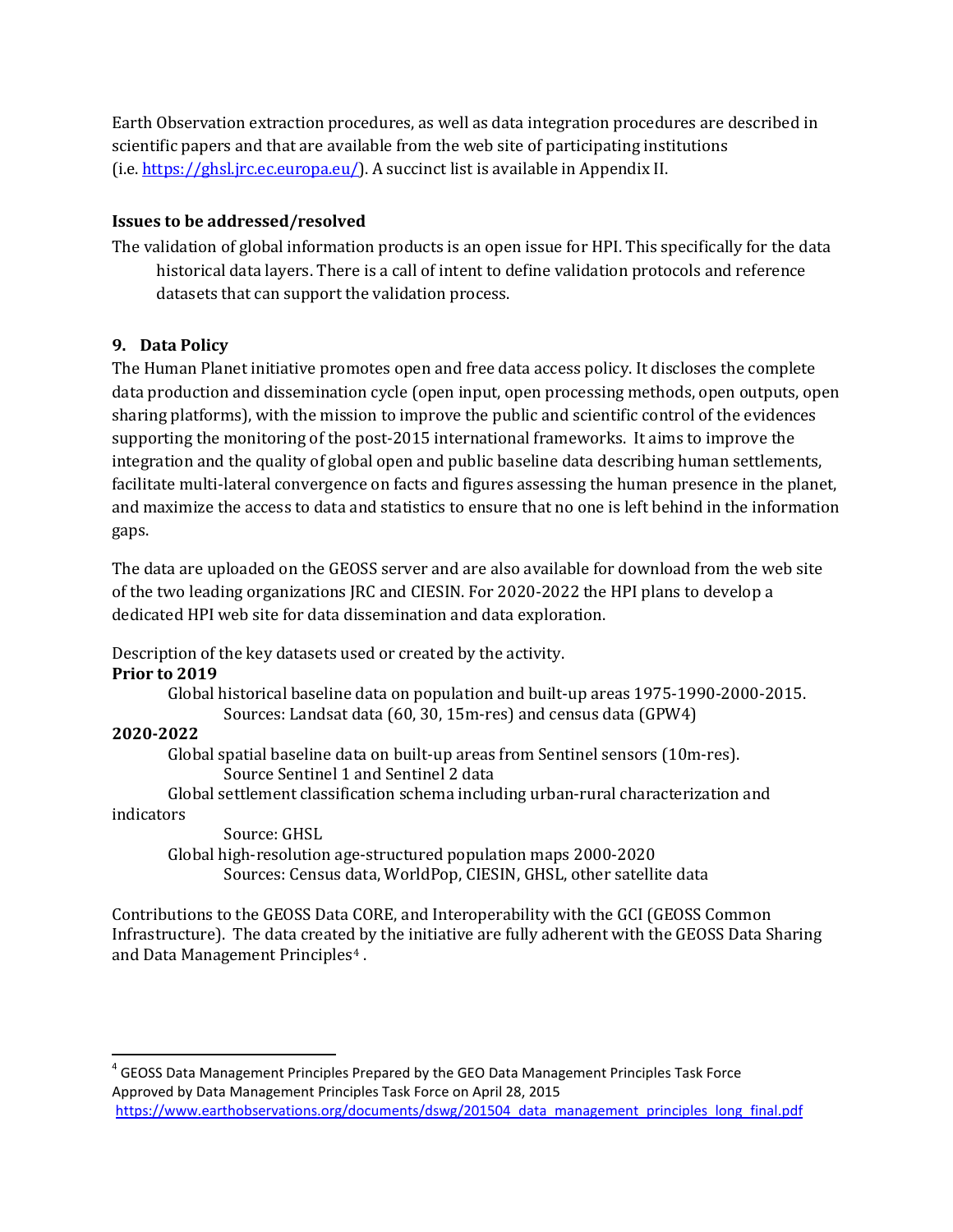Earth Observation extraction procedures, as well as data integration procedures are described in scientific papers and that are available from the web site of participating institutions (i.e. https://ghsl.jrc.ec.europa.eu/). A succinct list is available in Appendix II.

**Issues to be addressed/resolved**

The validation of global information products is an open issue for HPI. This specifically for the data historical data layers. There is a call of intent to define validation protocols and reference datasets that can support the validation process.

## 9. Data Policy

The Human Planet initiative promotes open and free data access policy. It discloses the complete data production and dissemination cycle (open input, open processing methods, open outputs, open sharing platforms), with the mission to improve the public and scientific control of the evidences supporting the monitoring of the post-2015 international frameworks. It aims to improve the integration and the quality of global open and public baseline data describing human settlements, facilitate multi-lateral convergence on facts and figures assessing the human presence in the planet, and maximize the access to data and statistics to ensure that no one is left behind in the information gaps.

The data are uploaded on the GEOSS server and are also available for download from the web site of the two leading organizations JRC and CIESIN. For 2020-2022 the HPI plans to develop a dedicated HPI web site for data dissemination and data exploration.

Description of the key datasets used or created by the activity.

**Prior to 2019**

Global historical baseline data on population and built-up areas 1975-1990-2000-2015.
Sources: Landsat data (60, 30, 15m-res) and census data (GPW4)

**2020-2022**

Global spatial baseline data on built-up areas from Sentinel sensors (10m-res).
Source Sentinel 1 and Sentinel 2 data

Global settlement classification schema including urban-rural characterization and indicators
Source: GHSL

Global high-resolution age-structured population maps 2000-2020
Sources: Census data, WorldPop, CIESIN, GHSL, other satellite data

Contributions to the GEOSS Data CORE, and Interoperability with the GCI (GEOSS Common Infrastructure). The data created by the initiative are fully adherent with the GEOSS Data Sharing and Data Management Principles[4].

---

[4] GEOSS Data Management Principles Prepared by the GEO Data Management Principles Task Force Approved by Data Management Principles Task Force on April 28, 2015 https://www.earthobservations.org/documents/dswg/201504_data_management_principles_long_final.pdf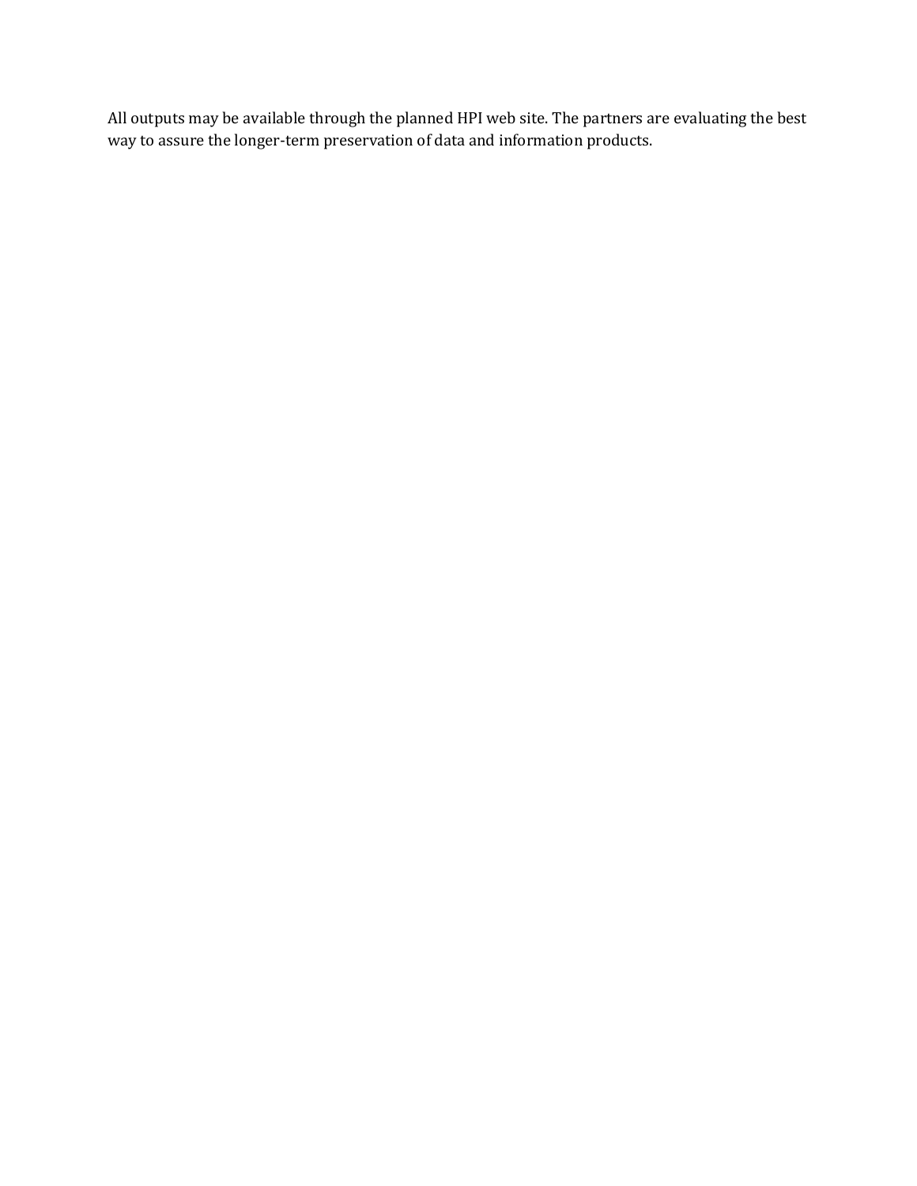All outputs may be available through the planned HPI web site. The partners are evaluating the best way to assure the longer-term preservation of data and information products.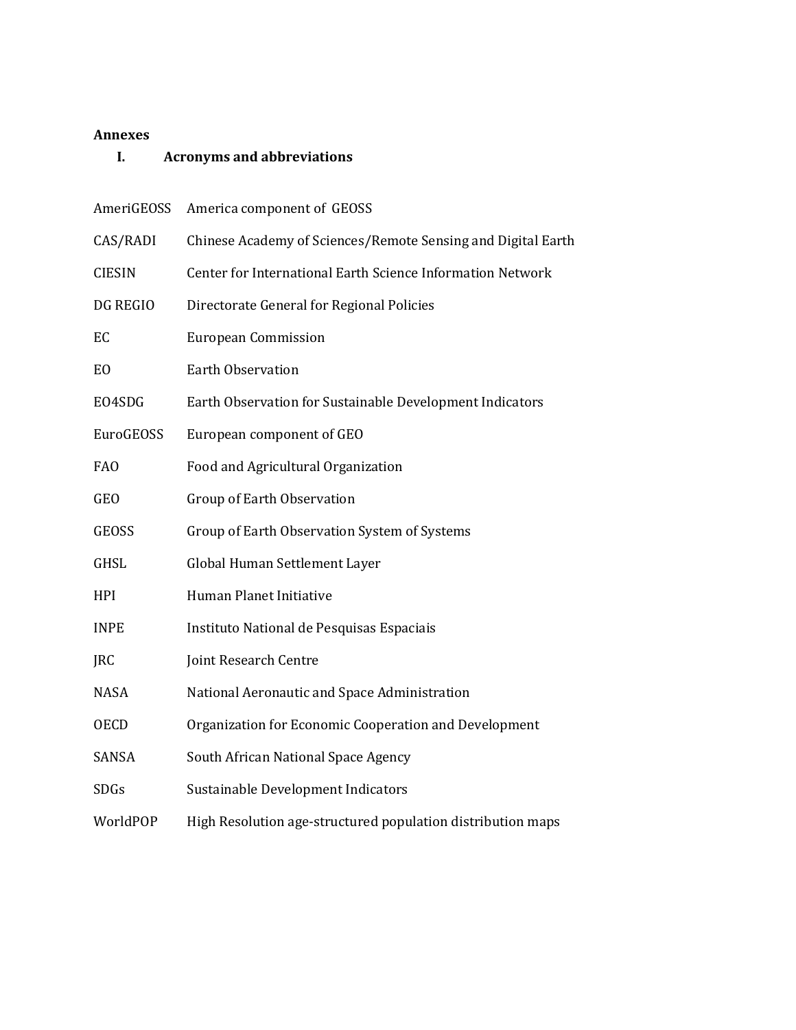**Annexes**

## I. Acronyms and abbreviations

| | |
|---|---|
| AmeriGEOSS | America component of GEOSS |
| CAS/RADI | Chinese Academy of Sciences/Remote Sensing and Digital Earth |
| CIESIN | Center for International Earth Science Information Network |
| DG REGIO | Directorate General for Regional Policies |
| EC | European Commission |
| EO | Earth Observation |
| EO4SDG | Earth Observation for Sustainable Development Indicators |
| EuroGEOSS | European component of GEO |
| FAO | Food and Agricultural Organization |
| GEO | Group of Earth Observation |
| GEOSS | Group of Earth Observation System of Systems |
| GHSL | Global Human Settlement Layer |
| HPI | Human Planet Initiative |
| INPE | Instituto National de Pesquisas Espaciais |
| JRC | Joint Research Centre |
| NASA | National Aeronautic and Space Administration |
| OECD | Organization for Economic Cooperation and Development |
| SANSA | South African National Space Agency |
| SDGs | Sustainable Development Indicators |
| WorldPOP | High Resolution age-structured population distribution maps |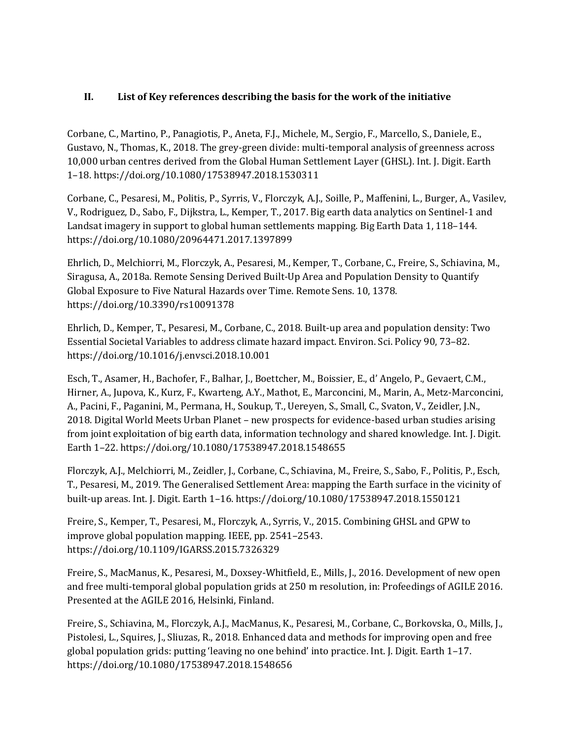## II. List of Key references describing the basis for the work of the initiative

Corbane, C., Martino, P., Panagiotis, P., Aneta, F.J., Michele, M., Sergio, F., Marcello, S., Daniele, E., Gustavo, N., Thomas, K., 2018. The grey-green divide: multi-temporal analysis of greenness across 10,000 urban centres derived from the Global Human Settlement Layer (GHSL). Int. J. Digit. Earth 1–18. https://doi.org/10.1080/17538947.2018.1530311

Corbane, C., Pesaresi, M., Politis, P., Syrris, V., Florczyk, A.J., Soille, P., Maffenini, L., Burger, A., Vasilev, V., Rodriguez, D., Sabo, F., Dijkstra, L., Kemper, T., 2017. Big earth data analytics on Sentinel-1 and Landsat imagery in support to global human settlements mapping. Big Earth Data 1, 118–144. https://doi.org/10.1080/20964471.2017.1397899

Ehrlich, D., Melchiorri, M., Florczyk, A., Pesaresi, M., Kemper, T., Corbane, C., Freire, S., Schiavina, M., Siragusa, A., 2018a. Remote Sensing Derived Built-Up Area and Population Density to Quantify Global Exposure to Five Natural Hazards over Time. Remote Sens. 10, 1378. https://doi.org/10.3390/rs10091378

Ehrlich, D., Kemper, T., Pesaresi, M., Corbane, C., 2018. Built-up area and population density: Two Essential Societal Variables to address climate hazard impact. Environ. Sci. Policy 90, 73–82. https://doi.org/10.1016/j.envsci.2018.10.001

Esch, T., Asamer, H., Bachofer, F., Balhar, J., Boettcher, M., Boissier, E., d' Angelo, P., Gevaert, C.M., Hirner, A., Jupova, K., Kurz, F., Kwarteng, A.Y., Mathot, E., Marconcini, M., Marin, A., Metz-Marconcini, A., Pacini, F., Paganini, M., Permana, H., Soukup, T., Uereyen, S., Small, C., Svaton, V., Zeidler, J.N., 2018. Digital World Meets Urban Planet – new prospects for evidence-based urban studies arising from joint exploitation of big earth data, information technology and shared knowledge. Int. J. Digit. Earth 1–22. https://doi.org/10.1080/17538947.2018.1548655

Florczyk, A.J., Melchiorri, M., Zeidler, J., Corbane, C., Schiavina, M., Freire, S., Sabo, F., Politis, P., Esch, T., Pesaresi, M., 2019. The Generalised Settlement Area: mapping the Earth surface in the vicinity of built-up areas. Int. J. Digit. Earth 1–16. https://doi.org/10.1080/17538947.2018.1550121

Freire, S., Kemper, T., Pesaresi, M., Florczyk, A., Syrris, V., 2015. Combining GHSL and GPW to improve global population mapping. IEEE, pp. 2541–2543. https://doi.org/10.1109/IGARSS.2015.7326329

Freire, S., MacManus, K., Pesaresi, M., Doxsey-Whitfield, E., Mills, J., 2016. Development of new open and free multi-temporal global population grids at 250 m resolution, in: Profeedings of AGILE 2016. Presented at the AGILE 2016, Helsinki, Finland.

Freire, S., Schiavina, M., Florczyk, A.J., MacManus, K., Pesaresi, M., Corbane, C., Borkovska, O., Mills, J., Pistolesi, L., Squires, J., Sliuzas, R., 2018. Enhanced data and methods for improving open and free global population grids: putting 'leaving no one behind' into practice. Int. J. Digit. Earth 1–17. https://doi.org/10.1080/17538947.2018.1548656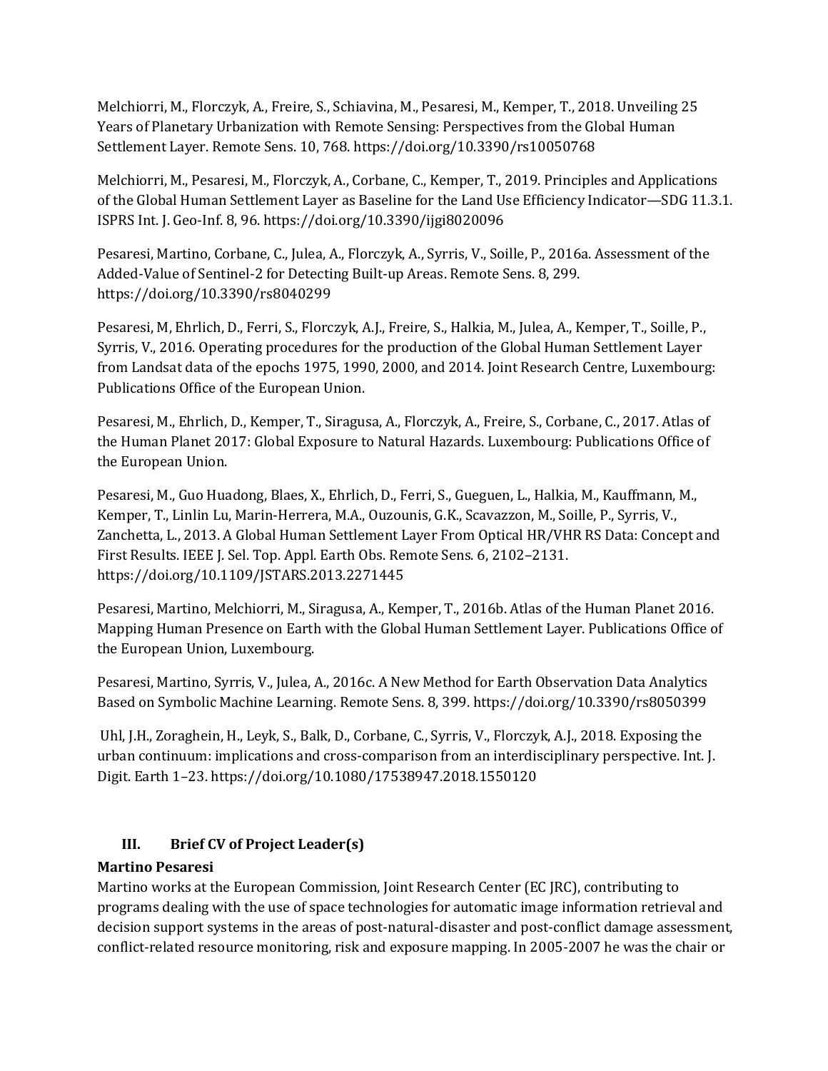Melchiorri, M., Florczyk, A., Freire, S., Schiavina, M., Pesaresi, M., Kemper, T., 2018. Unveiling 25 Years of Planetary Urbanization with Remote Sensing: Perspectives from the Global Human Settlement Layer. Remote Sens. 10, 768. https://doi.org/10.3390/rs10050768

Melchiorri, M., Pesaresi, M., Florczyk, A., Corbane, C., Kemper, T., 2019. Principles and Applications of the Global Human Settlement Layer as Baseline for the Land Use Efficiency Indicator—SDG 11.3.1. ISPRS Int. J. Geo-Inf. 8, 96. https://doi.org/10.3390/ijgi8020096

Pesaresi, Martino, Corbane, C., Julea, A., Florczyk, A., Syrris, V., Soille, P., 2016a. Assessment of the Added-Value of Sentinel-2 for Detecting Built-up Areas. Remote Sens. 8, 299. https://doi.org/10.3390/rs8040299

Pesaresi, M, Ehrlich, D., Ferri, S., Florczyk, A.J., Freire, S., Halkia, M., Julea, A., Kemper, T., Soille, P., Syrris, V., 2016. Operating procedures for the production of the Global Human Settlement Layer from Landsat data of the epochs 1975, 1990, 2000, and 2014. Joint Research Centre, Luxembourg: Publications Office of the European Union.

Pesaresi, M., Ehrlich, D., Kemper, T., Siragusa, A., Florczyk, A., Freire, S., Corbane, C., 2017. Atlas of the Human Planet 2017: Global Exposure to Natural Hazards. Luxembourg: Publications Office of the European Union.

Pesaresi, M., Guo Huadong, Blaes, X., Ehrlich, D., Ferri, S., Gueguen, L., Halkia, M., Kauffmann, M., Kemper, T., Linlin Lu, Marin-Herrera, M.A., Ouzounis, G.K., Scavazzon, M., Soille, P., Syrris, V., Zanchetta, L., 2013. A Global Human Settlement Layer From Optical HR/VHR RS Data: Concept and First Results. IEEE J. Sel. Top. Appl. Earth Obs. Remote Sens. 6, 2102–2131. https://doi.org/10.1109/JSTARS.2013.2271445

Pesaresi, Martino, Melchiorri, M., Siragusa, A., Kemper, T., 2016b. Atlas of the Human Planet 2016. Mapping Human Presence on Earth with the Global Human Settlement Layer. Publications Office of the European Union, Luxembourg.

Pesaresi, Martino, Syrris, V., Julea, A., 2016c. A New Method for Earth Observation Data Analytics Based on Symbolic Machine Learning. Remote Sens. 8, 399. https://doi.org/10.3390/rs8050399

Uhl, J.H., Zoraghein, H., Leyk, S., Balk, D., Corbane, C., Syrris, V., Florczyk, A.J., 2018. Exposing the urban continuum: implications and cross-comparison from an interdisciplinary perspective. Int. J. Digit. Earth 1–23. https://doi.org/10.1080/17538947.2018.1550120

## III. Brief CV of Project Leader(s)

**Martino Pesaresi**

Martino works at the European Commission, Joint Research Center (EC JRC), contributing to programs dealing with the use of space technologies for automatic image information retrieval and decision support systems in the areas of post-natural-disaster and post-conflict damage assessment, conflict-related resource monitoring, risk and exposure mapping. In 2005-2007 he was the chair or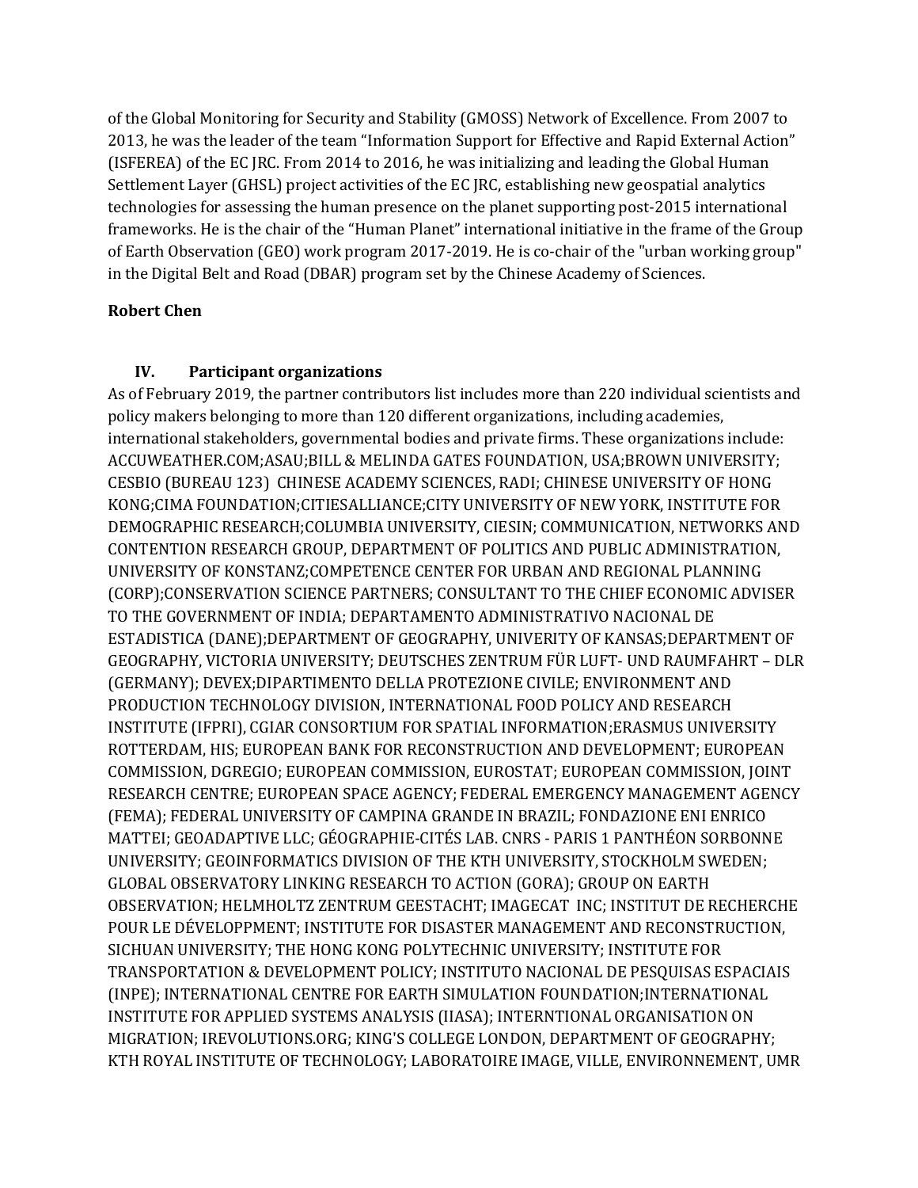of the Global Monitoring for Security and Stability (GMOSS) Network of Excellence. From 2007 to 2013, he was the leader of the team "Information Support for Effective and Rapid External Action" (ISFEREA) of the EC JRC. From 2014 to 2016, he was initializing and leading the Global Human Settlement Layer (GHSL) project activities of the EC JRC, establishing new geospatial analytics technologies for assessing the human presence on the planet supporting post-2015 international frameworks. He is the chair of the "Human Planet" international initiative in the frame of the Group of Earth Observation (GEO) work program 2017-2019. He is co-chair of the "urban working group" in the Digital Belt and Road (DBAR) program set by the Chinese Academy of Sciences.

**Robert Chen**

## IV. Participant organizations

As of February 2019, the partner contributors list includes more than 220 individual scientists and policy makers belonging to more than 120 different organizations, including academies, international stakeholders, governmental bodies and private firms. These organizations include: ACCUWEATHER.COM;ASAU;BILL & MELINDA GATES FOUNDATION, USA;BROWN UNIVERSITY; CESBIO (BUREAU 123) CHINESE ACADEMY SCIENCES, RADI; CHINESE UNIVERSITY OF HONG KONG;CIMA FOUNDATION;CITIESALLIANCE;CITY UNIVERSITY OF NEW YORK, INSTITUTE FOR DEMOGRAPHIC RESEARCH;COLUMBIA UNIVERSITY, CIESIN; COMMUNICATION, NETWORKS AND CONTENTION RESEARCH GROUP, DEPARTMENT OF POLITICS AND PUBLIC ADMINISTRATION, UNIVERSITY OF KONSTANZ;COMPETENCE CENTER FOR URBAN AND REGIONAL PLANNING (CORP);CONSERVATION SCIENCE PARTNERS; CONSULTANT TO THE CHIEF ECONOMIC ADVISER TO THE GOVERNMENT OF INDIA; DEPARTAMENTO ADMINISTRATIVO NACIONAL DE ESTADISTICA (DANE);DEPARTMENT OF GEOGRAPHY, UNIVERITY OF KANSAS;DEPARTMENT OF GEOGRAPHY, VICTORIA UNIVERSITY; DEUTSCHES ZENTRUM FÜR LUFT- UND RAUMFAHRT – DLR (GERMANY); DEVEX;DIPARTIMENTO DELLA PROTEZIONE CIVILE; ENVIRONMENT AND PRODUCTION TECHNOLOGY DIVISION, INTERNATIONAL FOOD POLICY AND RESEARCH INSTITUTE (IFPRI), CGIAR CONSORTIUM FOR SPATIAL INFORMATION;ERASMUS UNIVERSITY ROTTERDAM, HIS; EUROPEAN BANK FOR RECONSTRUCTION AND DEVELOPMENT; EUROPEAN COMMISSION, DGREGIO; EUROPEAN COMMISSION, EUROSTAT; EUROPEAN COMMISSION, JOINT RESEARCH CENTRE; EUROPEAN SPACE AGENCY; FEDERAL EMERGENCY MANAGEMENT AGENCY (FEMA); FEDERAL UNIVERSITY OF CAMPINA GRANDE IN BRAZIL; FONDAZIONE ENI ENRICO MATTEI; GEOADAPTIVE LLC; GÉOGRAPHIE-CITÉS LAB. CNRS - PARIS 1 PANTHÉON SORBONNE UNIVERSITY; GEOINFORMATICS DIVISION OF THE KTH UNIVERSITY, STOCKHOLM SWEDEN; GLOBAL OBSERVATORY LINKING RESEARCH TO ACTION (GORA); GROUP ON EARTH OBSERVATION; HELMHOLTZ ZENTRUM GEESTACHT; IMAGECAT INC; INSTITUT DE RECHERCHE POUR LE DÉVELOPPMENT; INSTITUTE FOR DISASTER MANAGEMENT AND RECONSTRUCTION, SICHUAN UNIVERSITY; THE HONG KONG POLYTECHNIC UNIVERSITY; INSTITUTE FOR TRANSPORTATION & DEVELOPMENT POLICY; INSTITUTO NACIONAL DE PESQUISAS ESPACIAIS (INPE); INTERNATIONAL CENTRE FOR EARTH SIMULATION FOUNDATION;INTERNATIONAL INSTITUTE FOR APPLIED SYSTEMS ANALYSIS (IIASA); INTERNTIONAL ORGANISATION ON MIGRATION; IREVOLUTIONS.ORG; KING'S COLLEGE LONDON, DEPARTMENT OF GEOGRAPHY; KTH ROYAL INSTITUTE OF TECHNOLOGY; LABORATOIRE IMAGE, VILLE, ENVIRONNEMENT, UMR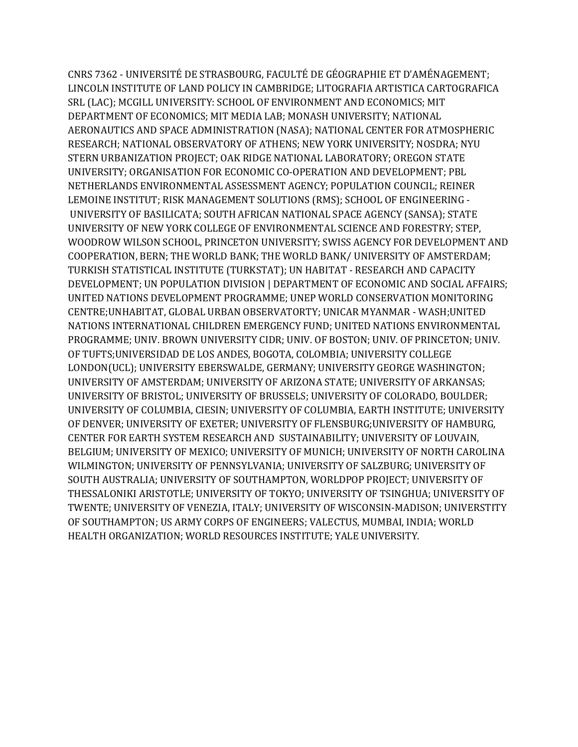CNRS 7362 - UNIVERSITÉ DE STRASBOURG, FACULTÉ DE GÉOGRAPHIE ET D'AMÉNAGEMENT; LINCOLN INSTITUTE OF LAND POLICY IN CAMBRIDGE; LITOGRAFIA ARTISTICA CARTOGRAFICA SRL (LAC); MCGILL UNIVERSITY: SCHOOL OF ENVIRONMENT AND ECONOMICS; MIT DEPARTMENT OF ECONOMICS; MIT MEDIA LAB; MONASH UNIVERSITY; NATIONAL AERONAUTICS AND SPACE ADMINISTRATION (NASA); NATIONAL CENTER FOR ATMOSPHERIC RESEARCH; NATIONAL OBSERVATORY OF ATHENS; NEW YORK UNIVERSITY; NOSDRA; NYU STERN URBANIZATION PROJECT; OAK RIDGE NATIONAL LABORATORY; OREGON STATE UNIVERSITY; ORGANISATION FOR ECONOMIC CO-OPERATION AND DEVELOPMENT; PBL NETHERLANDS ENVIRONMENTAL ASSESSMENT AGENCY; POPULATION COUNCIL; REINER LEMOINE INSTITUT; RISK MANAGEMENT SOLUTIONS (RMS); SCHOOL OF ENGINEERING - UNIVERSITY OF BASILICATA; SOUTH AFRICAN NATIONAL SPACE AGENCY (SANSA); STATE UNIVERSITY OF NEW YORK COLLEGE OF ENVIRONMENTAL SCIENCE AND FORESTRY; STEP, WOODROW WILSON SCHOOL, PRINCETON UNIVERSITY; SWISS AGENCY FOR DEVELOPMENT AND COOPERATION, BERN; THE WORLD BANK; THE WORLD BANK/ UNIVERSITY OF AMSTERDAM; TURKISH STATISTICAL INSTITUTE (TURKSTAT); UN HABITAT - RESEARCH AND CAPACITY DEVELOPMENT; UN POPULATION DIVISION | DEPARTMENT OF ECONOMIC AND SOCIAL AFFAIRS; UNITED NATIONS DEVELOPMENT PROGRAMME; UNEP WORLD CONSERVATION MONITORING CENTRE;UNHABITAT, GLOBAL URBAN OBSERVATORTY; UNICAR MYANMAR - WASH;UNITED NATIONS INTERNATIONAL CHILDREN EMERGENCY FUND; UNITED NATIONS ENVIRONMENTAL PROGRAMME; UNIV. BROWN UNIVERSITY CIDR; UNIV. OF BOSTON; UNIV. OF PRINCETON; UNIV. OF TUFTS;UNIVERSIDAD DE LOS ANDES, BOGOTA, COLOMBIA; UNIVERSITY COLLEGE LONDON(UCL); UNIVERSITY EBERSWALDE, GERMANY; UNIVERSITY GEORGE WASHINGTON; UNIVERSITY OF AMSTERDAM; UNIVERSITY OF ARIZONA STATE; UNIVERSITY OF ARKANSAS; UNIVERSITY OF BRISTOL; UNIVERSITY OF BRUSSELS; UNIVERSITY OF COLORADO, BOULDER; UNIVERSITY OF COLUMBIA, CIESIN; UNIVERSITY OF COLUMBIA, EARTH INSTITUTE; UNIVERSITY OF DENVER; UNIVERSITY OF EXETER; UNIVERSITY OF FLENSBURG;UNIVERSITY OF HAMBURG, CENTER FOR EARTH SYSTEM RESEARCH AND SUSTAINABILITY; UNIVERSITY OF LOUVAIN, BELGIUM; UNIVERSITY OF MEXICO; UNIVERSITY OF MUNICH; UNIVERSITY OF NORTH CAROLINA WILMINGTON; UNIVERSITY OF PENNSYLVANIA; UNIVERSITY OF SALZBURG; UNIVERSITY OF SOUTH AUSTRALIA; UNIVERSITY OF SOUTHAMPTON, WORLDPOP PROJECT; UNIVERSITY OF THESSALONIKI ARISTOTLE; UNIVERSITY OF TOKYO; UNIVERSITY OF TSINGHUA; UNIVERSITY OF TWENTE; UNIVERSITY OF VENEZIA, ITALY; UNIVERSITY OF WISCONSIN-MADISON; UNIVERSTITY OF SOUTHAMPTON; US ARMY CORPS OF ENGINEERS; VALECTUS, MUMBAI, INDIA; WORLD HEALTH ORGANIZATION; WORLD RESOURCES INSTITUTE; YALE UNIVERSITY.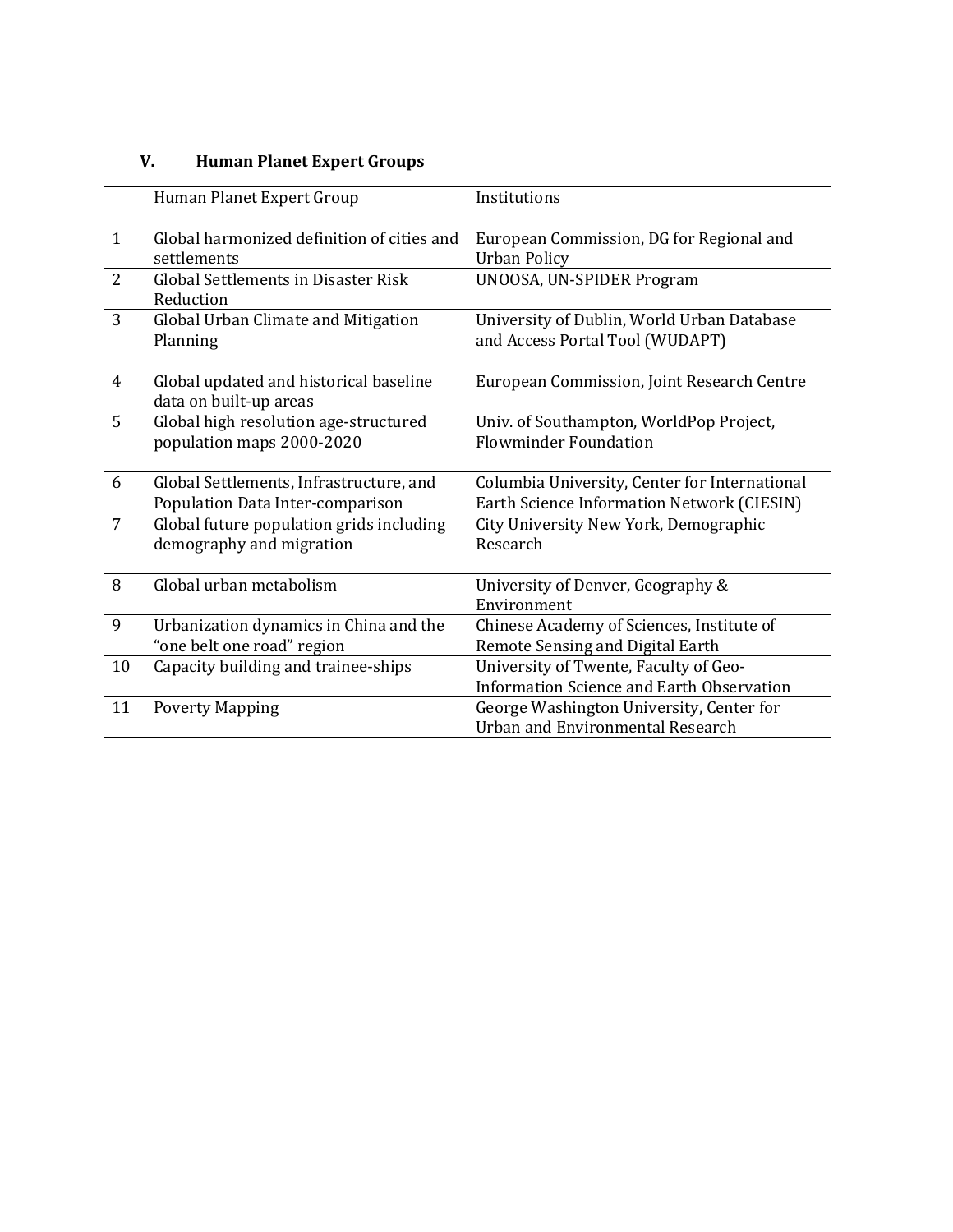## V. Human Planet Expert Groups

| | Human Planet Expert Group | Institutions |
|---|---|---|
| 1 | Global harmonized definition of cities and settlements | European Commission, DG for Regional and Urban Policy |
| 2 | Global Settlements in Disaster Risk Reduction | UNOOSA, UN-SPIDER Program |
| 3 | Global Urban Climate and Mitigation Planning | University of Dublin, World Urban Database and Access Portal Tool (WUDAPT) |
| 4 | Global updated and historical baseline data on built-up areas | European Commission, Joint Research Centre |
| 5 | Global high resolution age-structured population maps 2000-2020 | Univ. of Southampton, WorldPop Project, Flowminder Foundation |
| 6 | Global Settlements, Infrastructure, and Population Data Inter-comparison | Columbia University, Center for International Earth Science Information Network (CIESIN) |
| 7 | Global future population grids including demography and migration | City University New York, Demographic Research |
| 8 | Global urban metabolism | University of Denver, Geography & Environment |
| 9 | Urbanization dynamics in China and the "one belt one road" region | Chinese Academy of Sciences, Institute of Remote Sensing and Digital Earth |
| 10 | Capacity building and trainee-ships | University of Twente, Faculty of Geo-Information Science and Earth Observation |
| 11 | Poverty Mapping | George Washington University, Center for Urban and Environmental Research |